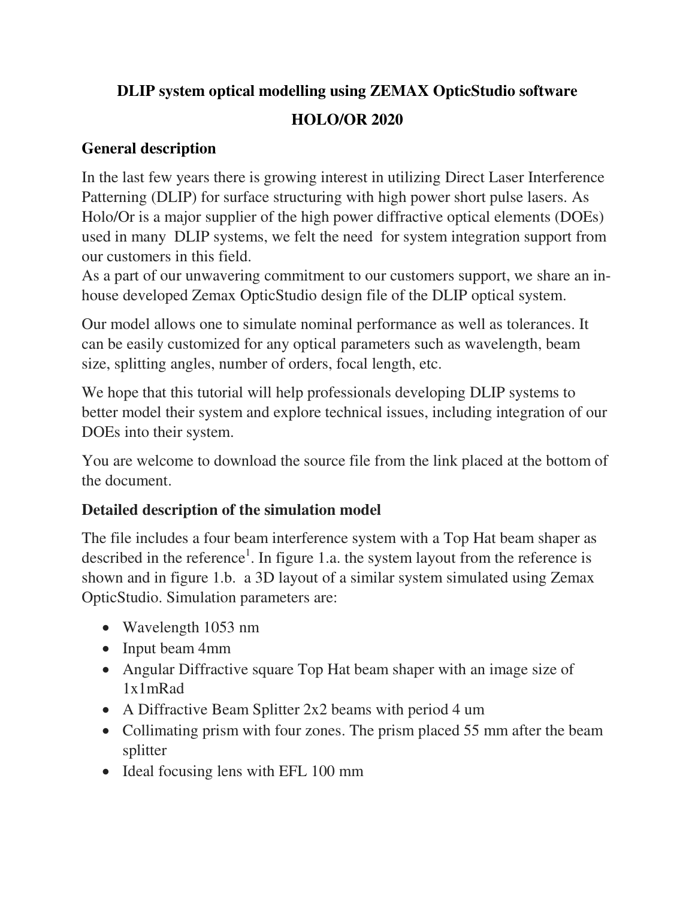**DLIP system optical modelling using ZEMAX OpticStudio software**

**HOLO/OR 2020**

## General description

In the last few years there is growing interest in utilizing Direct Laser Interference Patterning (DLIP) for surface structuring with high power short pulse lasers. As Holo/Or is a major supplier of the high power diffractive optical elements (DOEs) used in many DLIP systems, we felt the need for system integration support from our customers in this field.

As a part of our unwavering commitment to our customers support, we share an in-house developed Zemax OpticStudio design file of the DLIP optical system.

Our model allows one to simulate nominal performance as well as tolerances. It can be easily customized for any optical parameters such as wavelength, beam size, splitting angles, number of orders, focal length, etc.

We hope that this tutorial will help professionals developing DLIP systems to better model their system and explore technical issues, including integration of our DOEs into their system.

You are welcome to download the source file from the link placed at the bottom of the document.

## Detailed description of the simulation model

The file includes a four beam interference system with a Top Hat beam shaper as described in the reference[1]. In figure 1.a. the system layout from the reference is shown and in figure 1.b. a 3D layout of a similar system simulated using Zemax OpticStudio. Simulation parameters are:

- Wavelength 1053 nm
- Input beam 4mm
- Angular Diffractive square Top Hat beam shaper with an image size of 1x1mRad
- A Diffractive Beam Splitter 2x2 beams with period 4 um
- Collimating prism with four zones. The prism placed 55 mm after the beam splitter
- Ideal focusing lens with EFL 100 mm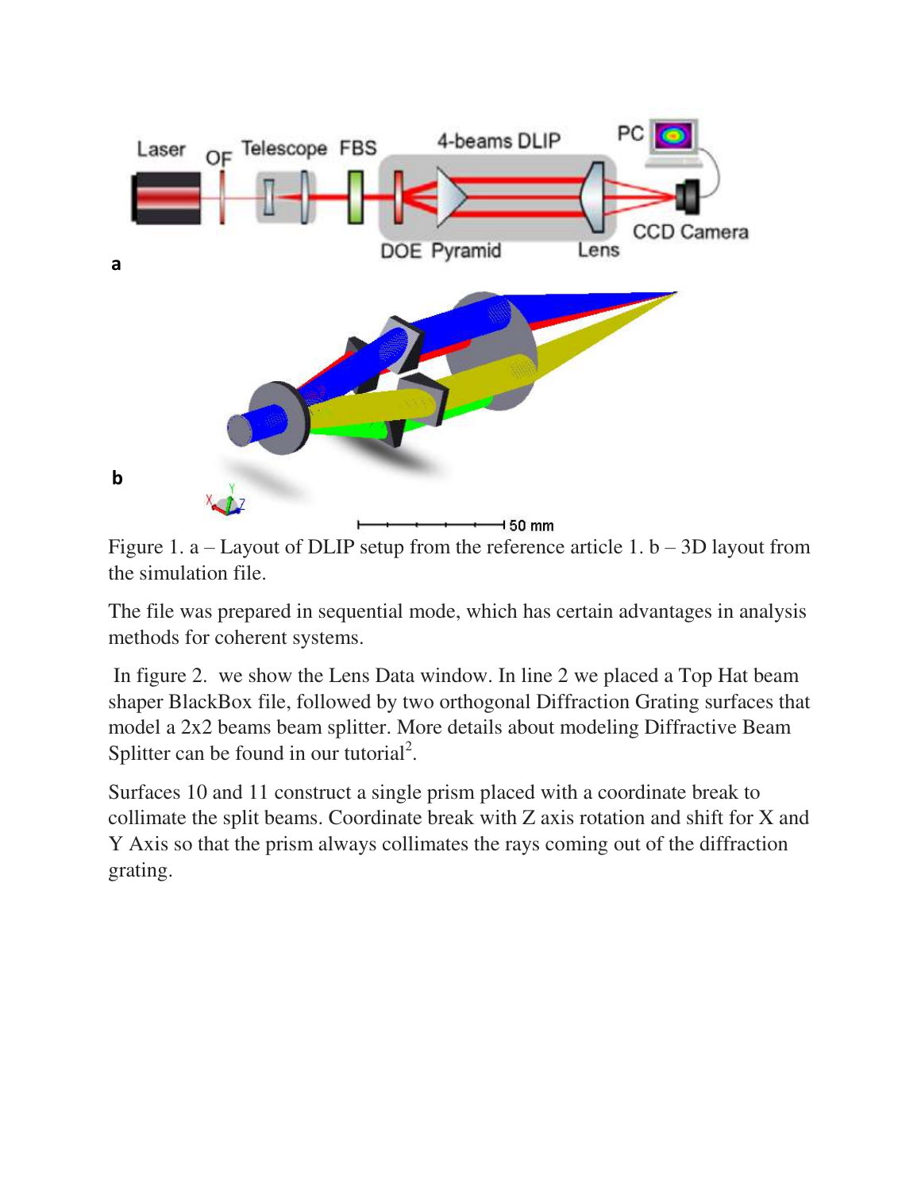Figure 1. a – Layout of DLIP setup from the reference article 1. b – 3D layout from the simulation file.

The file was prepared in sequential mode, which has certain advantages in analysis methods for coherent systems.

In figure 2. we show the Lens Data window. In line 2 we placed a Top Hat beam shaper BlackBox file, followed by two orthogonal Diffraction Grating surfaces that model a 2x2 beams beam splitter. More details about modeling Diffractive Beam Splitter can be found in our tutorial[2].

Surfaces 10 and 11 construct a single prism placed with a coordinate break to collimate the split beams. Coordinate break with Z axis rotation and shift for X and Y Axis so that the prism always collimates the rays coming out of the diffraction grating.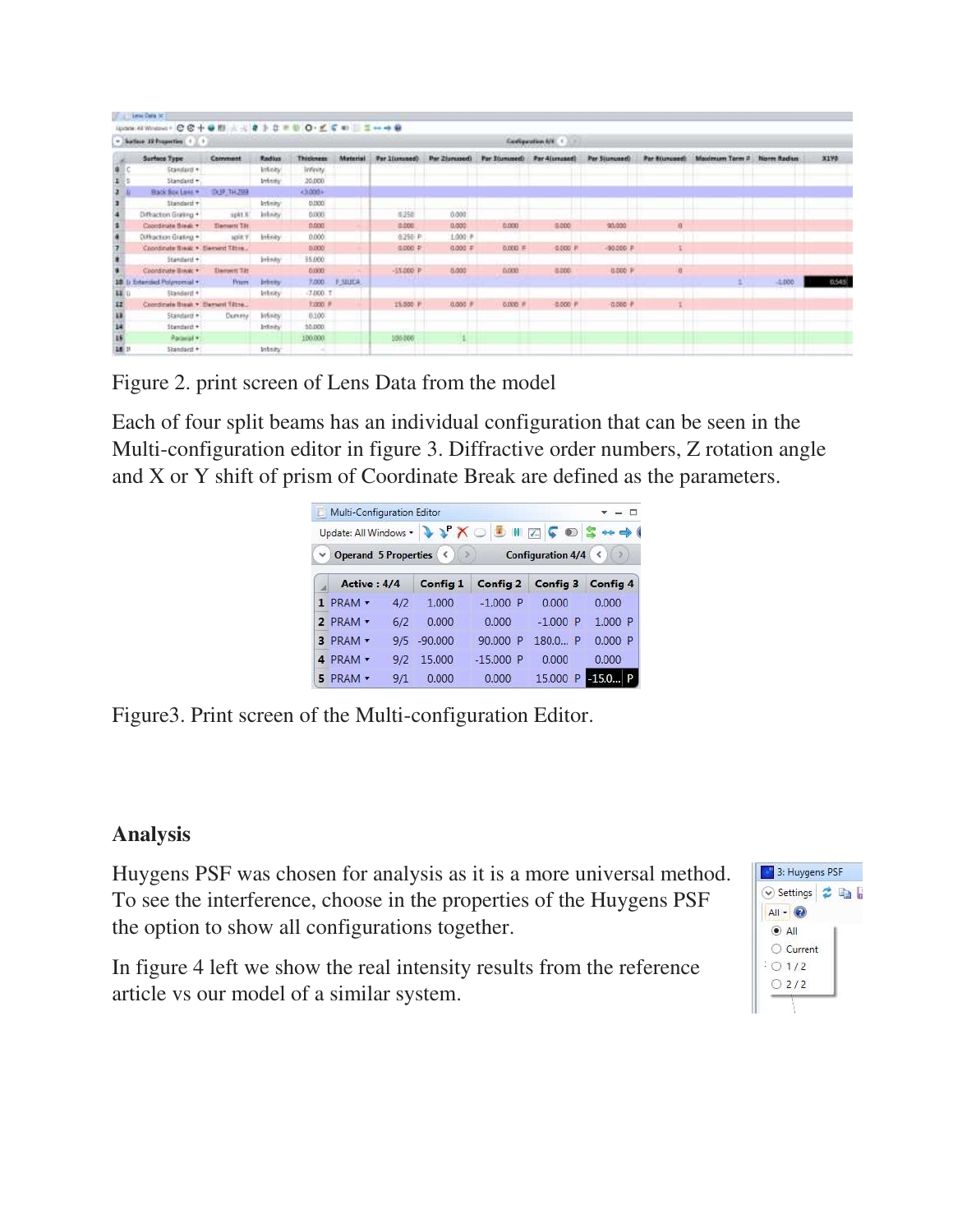Figure 2. print screen of Lens Data from the model

Each of four split beams has an individual configuration that can be seen in the Multi-configuration editor in figure 3. Diffractive order numbers, Z rotation angle and X or Y shift of prism of Coordinate Break are defined as the parameters.

Figure3. Print screen of the Multi-configuration Editor.

## Analysis

Huygens PSF was chosen for analysis as it is a more universal method. To see the interference, choose in the properties of the Huygens PSF the option to show all configurations together.

In figure 4 left we show the real intensity results from the reference article vs our model of a similar system.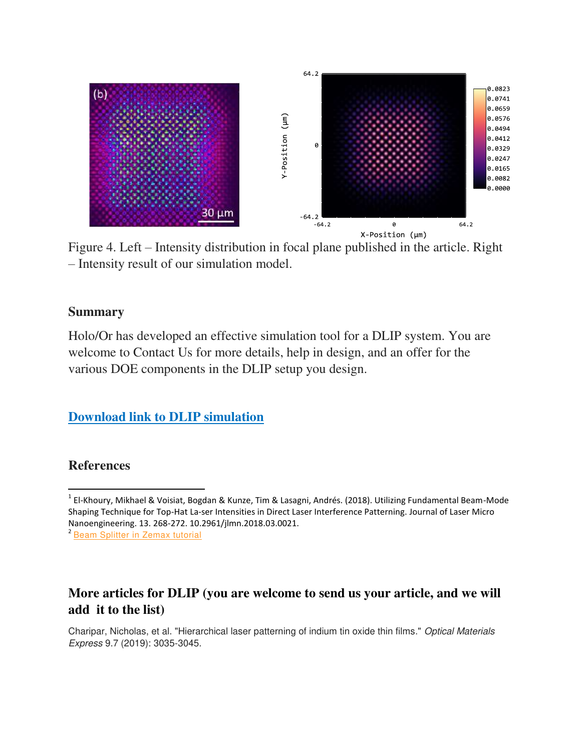Figure 4. Left – Intensity distribution in focal plane published in the article. Right – Intensity result of our simulation model.

## Summary

Holo/Or has developed an effective simulation tool for a DLIP system. You are welcome to Contact Us for more details, help in design, and an offer for the various DOE components in the DLIP setup you design.

**[Download link to DLIP simulation]**

## References

[1] El-Khoury, Mikhael & Voisiat, Bogdan & Kunze, Tim & Lasagni, Andrés. (2018). Utilizing Fundamental Beam-Mode Shaping Technique for Top-Hat La-ser Intensities in Direct Laser Interference Patterning. Journal of Laser Micro Nanoengineering. 13. 268-272. 10.2961/jlmn.2018.03.0021.

[2] Beam Splitter in Zemax tutorial

## More articles for DLIP (you are welcome to send us your article, and we will add it to the list)

Charipar, Nicholas, et al. "Hierarchical laser patterning of indium tin oxide thin films." *Optical Materials Express* 9.7 (2019): 3035-3045.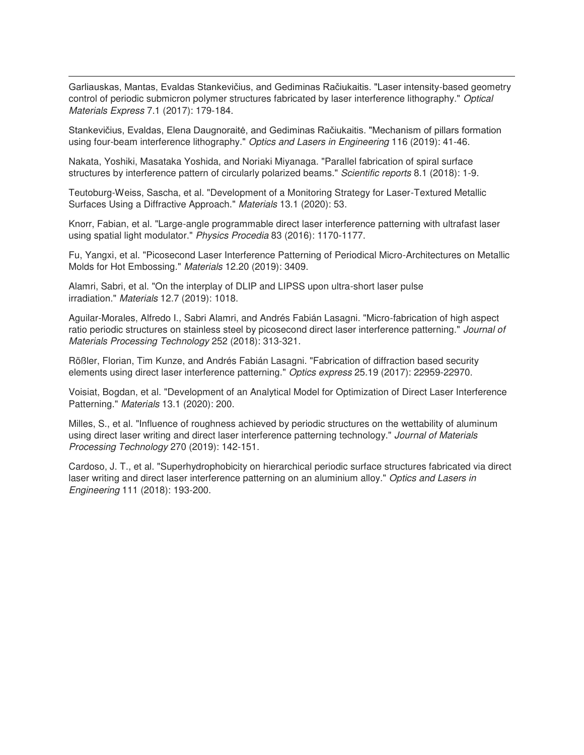Garliauskas, Mantas, Evaldas Stankevičius, and Gediminas Račiukaitis. "Laser intensity-based geometry control of periodic submicron polymer structures fabricated by laser interference lithography." *Optical Materials Express* 7.1 (2017): 179-184.

Stankevičius, Evaldas, Elena Daugnoraitė, and Gediminas Račiukaitis. "Mechanism of pillars formation using four-beam interference lithography." *Optics and Lasers in Engineering* 116 (2019): 41-46.

Nakata, Yoshiki, Masataka Yoshida, and Noriaki Miyanaga. "Parallel fabrication of spiral surface structures by interference pattern of circularly polarized beams." *Scientific reports* 8.1 (2018): 1-9.

Teutoburg-Weiss, Sascha, et al. "Development of a Monitoring Strategy for Laser-Textured Metallic Surfaces Using a Diffractive Approach." *Materials* 13.1 (2020): 53.

Knorr, Fabian, et al. "Large-angle programmable direct laser interference patterning with ultrafast laser using spatial light modulator." *Physics Procedia* 83 (2016): 1170-1177.

Fu, Yangxi, et al. "Picosecond Laser Interference Patterning of Periodical Micro-Architectures on Metallic Molds for Hot Embossing." *Materials* 12.20 (2019): 3409.

Alamri, Sabri, et al. "On the interplay of DLIP and LIPSS upon ultra-short laser pulse irradiation." *Materials* 12.7 (2019): 1018.

Aguilar-Morales, Alfredo I., Sabri Alamri, and Andrés Fabián Lasagni. "Micro-fabrication of high aspect ratio periodic structures on stainless steel by picosecond direct laser interference patterning." *Journal of Materials Processing Technology* 252 (2018): 313-321.

Rößler, Florian, Tim Kunze, and Andrés Fabián Lasagni. "Fabrication of diffraction based security elements using direct laser interference patterning." *Optics express* 25.19 (2017): 22959-22970.

Voisiat, Bogdan, et al. "Development of an Analytical Model for Optimization of Direct Laser Interference Patterning." *Materials* 13.1 (2020): 200.

Milles, S., et al. "Influence of roughness achieved by periodic structures on the wettability of aluminum using direct laser writing and direct laser interference patterning technology." *Journal of Materials Processing Technology* 270 (2019): 142-151.

Cardoso, J. T., et al. "Superhydrophobicity on hierarchical periodic surface structures fabricated via direct laser writing and direct laser interference patterning on an aluminium alloy." *Optics and Lasers in Engineering* 111 (2018): 193-200.